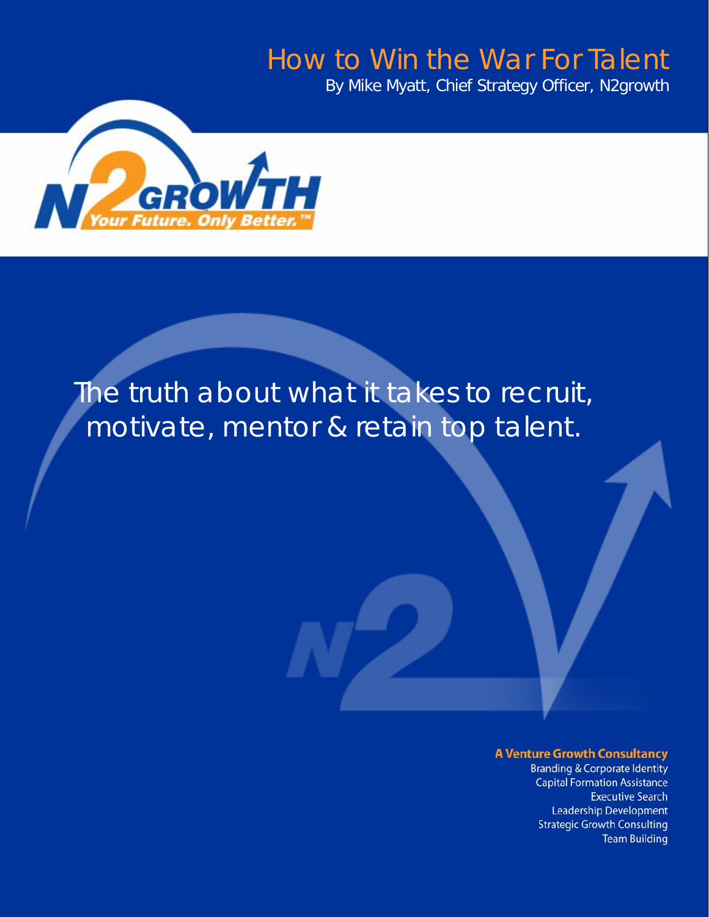# How to Win the War For Talent

By Mike Myatt, Chief Strategy Officer, N2growth

N2GROWTH Your Future. Only Better.™

## The truth about what it takes to recruit, motivate, mentor & retain top talent.

**A Venture Growth Consultancy**

Branding & Corporate Identity
Capital Formation Assistance
Executive Search
Leadership Development
Strategic Growth Consulting
Team Building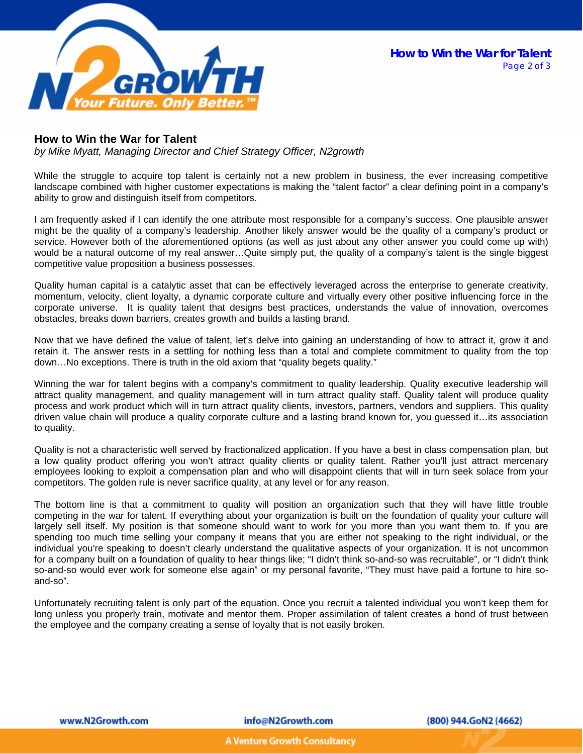## How to Win the War for Talent

*by Mike Myatt, Managing Director and Chief Strategy Officer, N2growth*

While the struggle to acquire top talent is certainly not a new problem in business, the ever increasing competitive landscape combined with higher customer expectations is making the "talent factor" a clear defining point in a company's ability to grow and distinguish itself from competitors.

I am frequently asked if I can identify the one attribute most responsible for a company's success. One plausible answer might be the quality of a company's leadership. Another likely answer would be the quality of a company's product or service. However both of the aforementioned options (as well as just about any other answer you could come up with) would be a natural outcome of my real answer…Quite simply put, the quality of a company's talent is the single biggest competitive value proposition a business possesses.

Quality human capital is a catalytic asset that can be effectively leveraged across the enterprise to generate creativity, momentum, velocity, client loyalty, a dynamic corporate culture and virtually every other positive influencing force in the corporate universe. It is quality talent that designs best practices, understands the value of innovation, overcomes obstacles, breaks down barriers, creates growth and builds a lasting brand.

Now that we have defined the value of talent, let's delve into gaining an understanding of how to attract it, grow it and retain it. The answer rests in a settling for nothing less than a total and complete commitment to quality from the top down…No exceptions. There is truth in the old axiom that "quality begets quality."

Winning the war for talent begins with a company's commitment to quality leadership. Quality executive leadership will attract quality management, and quality management will in turn attract quality staff. Quality talent will produce quality process and work product which will in turn attract quality clients, investors, partners, vendors and suppliers. This quality driven value chain will produce a quality corporate culture and a lasting brand known for, you guessed it…its association to quality.

Quality is not a characteristic well served by fractionalized application. If you have a best in class compensation plan, but a low quality product offering you won't attract quality clients or quality talent. Rather you'll just attract mercenary employees looking to exploit a compensation plan and who will disappoint clients that will in turn seek solace from your competitors. The golden rule is never sacrifice quality, at any level or for any reason.

The bottom line is that a commitment to quality will position an organization such that they will have little trouble competing in the war for talent. If everything about your organization is built on the foundation of quality your culture will largely sell itself. My position is that someone should want to work for you more than you want them to. If you are spending too much time selling your company it means that you are either not speaking to the right individual, or the individual you're speaking to doesn't clearly understand the qualitative aspects of your organization. It is not uncommon for a company built on a foundation of quality to hear things like; "I didn't think so-and-so was recruitable", or "I didn't think so-and-so would ever work for someone else again" or my personal favorite, "They must have paid a fortune to hire so-and-so".

Unfortunately recruiting talent is only part of the equation. Once you recruit a talented individual you won't keep them for long unless you properly train, motivate and mentor them. Proper assimilation of talent creates a bond of trust between the employee and the company creating a sense of loyalty that is not easily broken.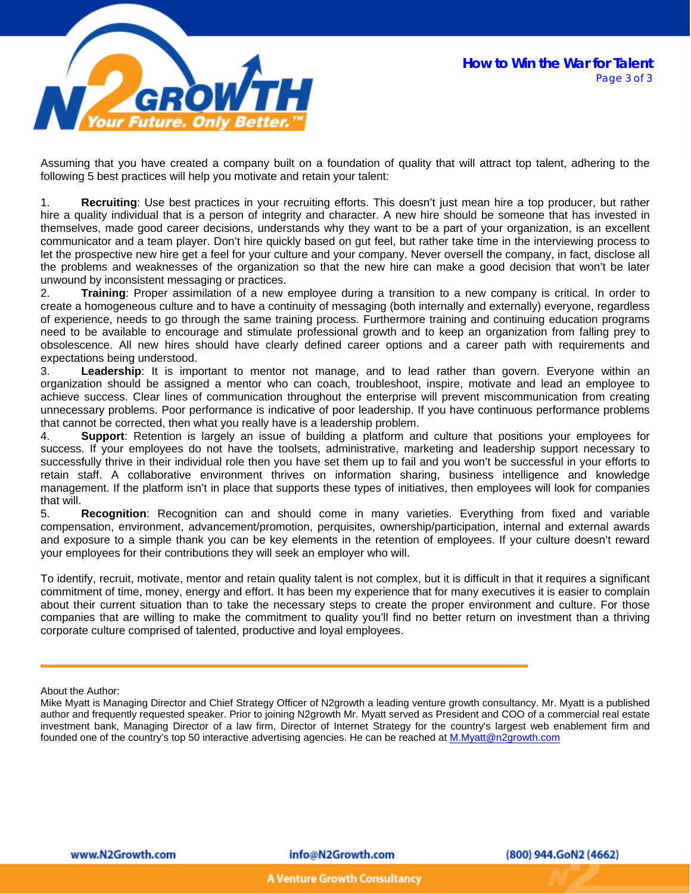Assuming that you have created a company built on a foundation of quality that will attract top talent, adhering to the following 5 best practices will help you motivate and retain your talent:

1. **Recruiting**: Use best practices in your recruiting efforts. This doesn't just mean hire a top producer, but rather hire a quality individual that is a person of integrity and character. A new hire should be someone that has invested in themselves, made good career decisions, understands why they want to be a part of your organization, is an excellent communicator and a team player. Don't hire quickly based on gut feel, but rather take time in the interviewing process to let the prospective new hire get a feel for your culture and your company. Never oversell the company, in fact, disclose all the problems and weaknesses of the organization so that the new hire can make a good decision that won't be later unwound by inconsistent messaging or practices.
2. **Training**: Proper assimilation of a new employee during a transition to a new company is critical. In order to create a homogeneous culture and to have a continuity of messaging (both internally and externally) everyone, regardless of experience, needs to go through the same training process. Furthermore training and continuing education programs need to be available to encourage and stimulate professional growth and to keep an organization from falling prey to obsolescence. All new hires should have clearly defined career options and a career path with requirements and expectations being understood.
3. **Leadership**: It is important to mentor not manage, and to lead rather than govern. Everyone within an organization should be assigned a mentor who can coach, troubleshoot, inspire, motivate and lead an employee to achieve success. Clear lines of communication throughout the enterprise will prevent miscommunication from creating unnecessary problems. Poor performance is indicative of poor leadership. If you have continuous performance problems that cannot be corrected, then what you really have is a leadership problem.
4. **Support**: Retention is largely an issue of building a platform and culture that positions your employees for success. If your employees do not have the toolsets, administrative, marketing and leadership support necessary to successfully thrive in their individual role then you have set them up to fail and you won't be successful in your efforts to retain staff. A collaborative environment thrives on information sharing, business intelligence and knowledge management. If the platform isn't in place that supports these types of initiatives, then employees will look for companies that will.
5. **Recognition**: Recognition can and should come in many varieties. Everything from fixed and variable compensation, environment, advancement/promotion, perquisites, ownership/participation, internal and external awards and exposure to a simple thank you can be key elements in the retention of employees. If your culture doesn't reward your employees for their contributions they will seek an employer who will.

To identify, recruit, motivate, mentor and retain quality talent is not complex, but it is difficult in that it requires a significant commitment of time, money, energy and effort. It has been my experience that for many executives it is easier to complain about their current situation than to take the necessary steps to create the proper environment and culture. For those companies that are willing to make the commitment to quality you'll find no better return on investment than a thriving corporate culture comprised of talented, productive and loyal employees.

---

About the Author:
Mike Myatt is Managing Director and Chief Strategy Officer of N2growth a leading venture growth consultancy. Mr. Myatt is a published author and frequently requested speaker. Prior to joining N2growth Mr. Myatt served as President and COO of a commercial real estate investment bank, Managing Director of a law firm, Director of Internet Strategy for the country's largest web enablement firm and founded one of the country's top 50 interactive advertising agencies. He can be reached at M.Myatt@n2growth.com